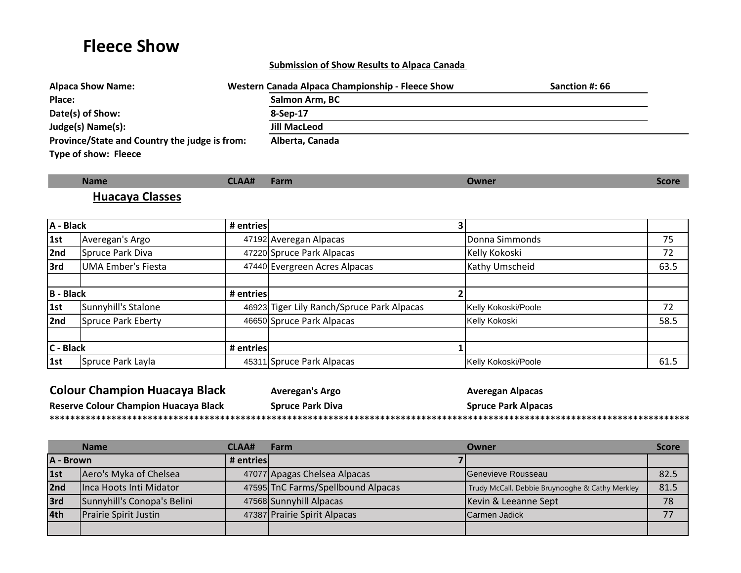# Fleece Show

**Submission of Show Results to Alpaca Canada**

**Alpaca Show Name:** Western Canada Alpaca Championship - Fleece Show **Sanction #: 66**

**Place:** Salmon Arm, BC

**Date(s) of Show:** 8-Sep-17

**Judge(s) Name(s):** Jill MacLeod

**Province/State and Country the judge is from:** Alberta, Canada

**Type of show: Fleece**

## Huacaya Classes

| | Name | CLAA# | Farm | Owner | Score |
|---|---|---|---|---|---|
| **A - Black** | | **# entries** | 3 | | |
| **1st** | Averegan's Argo | 47192 | Averegan Alpacas | Donna Simmonds | 75 |
| **2nd** | Spruce Park Diva | 47220 | Spruce Park Alpacas | Kelly Kokoski | 72 |
| **3rd** | UMA Ember's Fiesta | 47440 | Evergreen Acres Alpacas | Kathy Umscheid | 63.5 |
| | | | | | |
| **B - Black** | | **# entries** | 2 | | |
| **1st** | Sunnyhill's Stalone | 46923 | Tiger Lily Ranch/Spruce Park Alpacas | Kelly Kokoski/Poole | 72 |
| **2nd** | Spruce Park Eberty | 46650 | Spruce Park Alpacas | Kelly Kokoski | 58.5 |
| | | | | | |
| **C - Black** | | **# entries** | 1 | | |
| **1st** | Spruce Park Layla | 45311 | Spruce Park Alpacas | Kelly Kokoski/Poole | 61.5 |

**Colour Champion Huacaya Black** — **Averegan's Argo** — **Averegan Alpacas**

**Reserve Colour Champion Huacaya Black** — **Spruce Park Diva** — **Spruce Park Alpacas**

***********************************************************************************************************************

| | Name | CLAA# | Farm | Owner | Score |
|---|---|---|---|---|---|
| **A - Brown** | | **# entries** | 7 | | |
| **1st** | Aero's Myka of Chelsea | 47077 | Apagas Chelsea Alpacas | Genevieve Rousseau | 82.5 |
| **2nd** | Inca Hoots Inti Midator | 47595 | TnC Farms/Spellbound Alpacas | Trudy McCall, Debbie Bruynooghe & Cathy Merkley | 81.5 |
| **3rd** | Sunnyhill's Conopa's Belini | 47568 | Sunnyhill Alpacas | Kevin & Leeanne Sept | 78 |
| **4th** | Prairie Spirit Justin | 47387 | Prairie Spirit Alpacas | Carmen Jadick | 77 |
| | | | | | |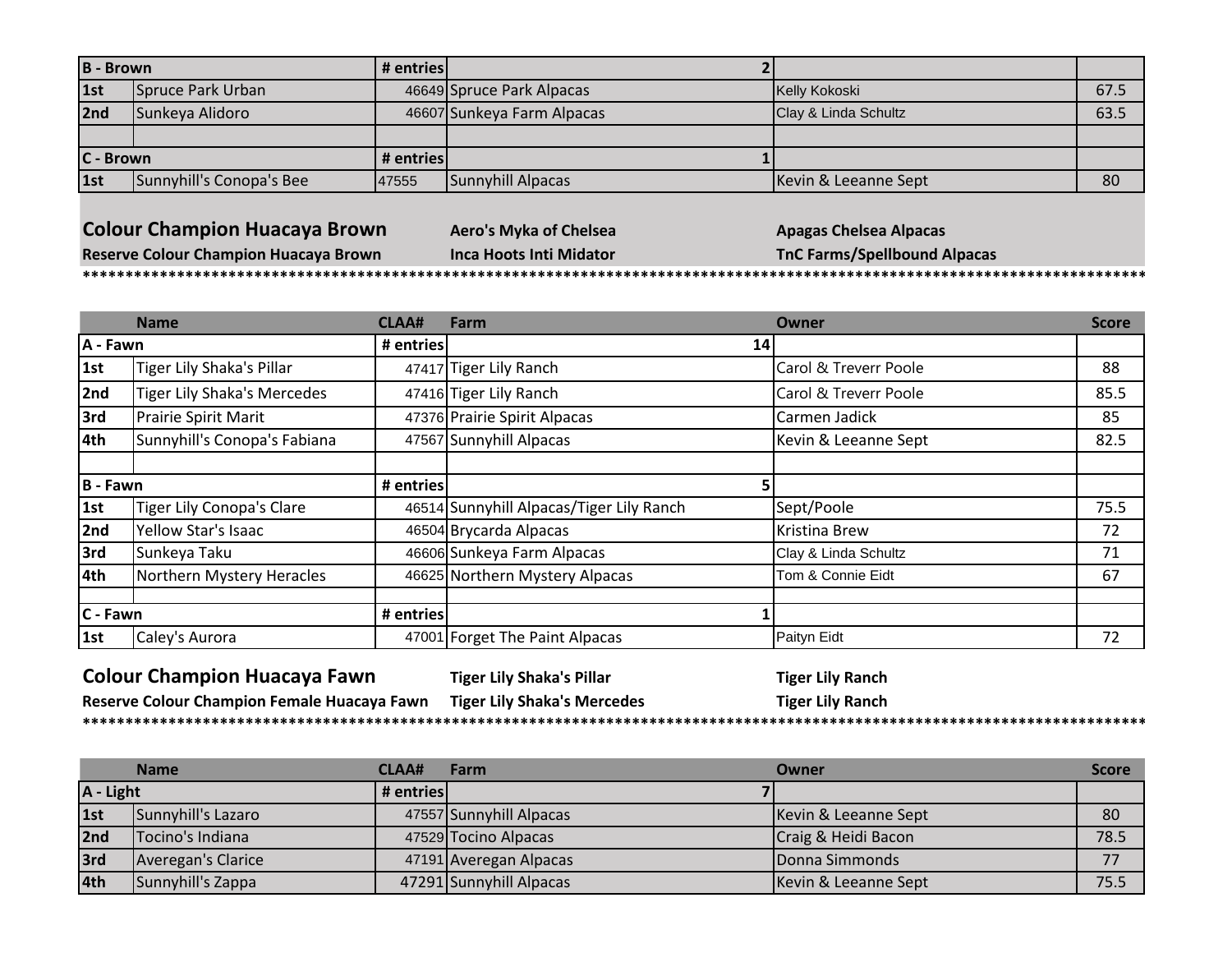| B - Brown | | # entries | 2 | | |
|---|---|---|---|---|---|
| 1st | Spruce Park Urban | 46649 | Spruce Park Alpacas | Kelly Kokoski | 67.5 |
| 2nd | Sunkeya Alidoro | 46607 | Sunkeya Farm Alpacas | Clay & Linda Schultz | 63.5 |
| | | | | | |
| **C - Brown** | | **# entries** | **1** | | |
| 1st | Sunnyhill's Conopa's Bee | 47555 | Sunnyhill Alpacas | Kevin & Leeanne Sept | 80 |

**Colour Champion Huacaya Brown** — **Aero's Myka of Chelsea** — **Apagas Chelsea Alpacas**

**Reserve Colour Champion Huacaya Brown** — **Inca Hoots Inti Midator** — **TnC Farms/Spellbound Alpacas**

****************************************************************************************************************

| | Name | CLAA# | Farm | Owner | Score |
|---|---|---|---|---|---|
| **A - Fawn** | | **# entries** | **14** | | |
| 1st | Tiger Lily Shaka's Pillar | 47417 | Tiger Lily Ranch | Carol & Treverr Poole | 88 |
| 2nd | Tiger Lily Shaka's Mercedes | 47416 | Tiger Lily Ranch | Carol & Treverr Poole | 85.5 |
| 3rd | Prairie Spirit Marit | 47376 | Prairie Spirit Alpacas | Carmen Jadick | 85 |
| 4th | Sunnyhill's Conopa's Fabiana | 47567 | Sunnyhill Alpacas | Kevin & Leeanne Sept | 82.5 |
| | | | | | |
| **B - Fawn** | | **# entries** | **5** | | |
| 1st | Tiger Lily Conopa's Clare | 46514 | Sunnyhill Alpacas/Tiger Lily Ranch | Sept/Poole | 75.5 |
| 2nd | Yellow Star's Isaac | 46504 | Brycarda Alpacas | Kristina Brew | 72 |
| 3rd | Sunkeya Taku | 46606 | Sunkeya Farm Alpacas | Clay & Linda Schultz | 71 |
| 4th | Northern Mystery Heracles | 46625 | Northern Mystery Alpacas | Tom & Connie Eidt | 67 |
| | | | | | |
| **C - Fawn** | | **# entries** | **1** | | |
| 1st | Caley's Aurora | 47001 | Forget The Paint Alpacas | Paityn Eidt | 72 |

**Colour Champion Huacaya Fawn** — **Tiger Lily Shaka's Pillar** — **Tiger Lily Ranch**

**Reserve Colour Champion Female Huacaya Fawn** — **Tiger Lily Shaka's Mercedes** — **Tiger Lily Ranch**

****************************************************************************************************************

| | Name | CLAA# | Farm | Owner | Score |
|---|---|---|---|---|---|
| **A - Light** | | **# entries** | **7** | | |
| 1st | Sunnyhill's Lazaro | 47557 | Sunnyhill Alpacas | Kevin & Leeanne Sept | 80 |
| 2nd | Tocino's Indiana | 47529 | Tocino Alpacas | Craig & Heidi Bacon | 78.5 |
| 3rd | Averegan's Clarice | 47191 | Averegan Alpacas | Donna Simmonds | 77 |
| 4th | Sunnyhill's Zappa | 47291 | Sunnyhill Alpacas | Kevin & Leeanne Sept | 75.5 |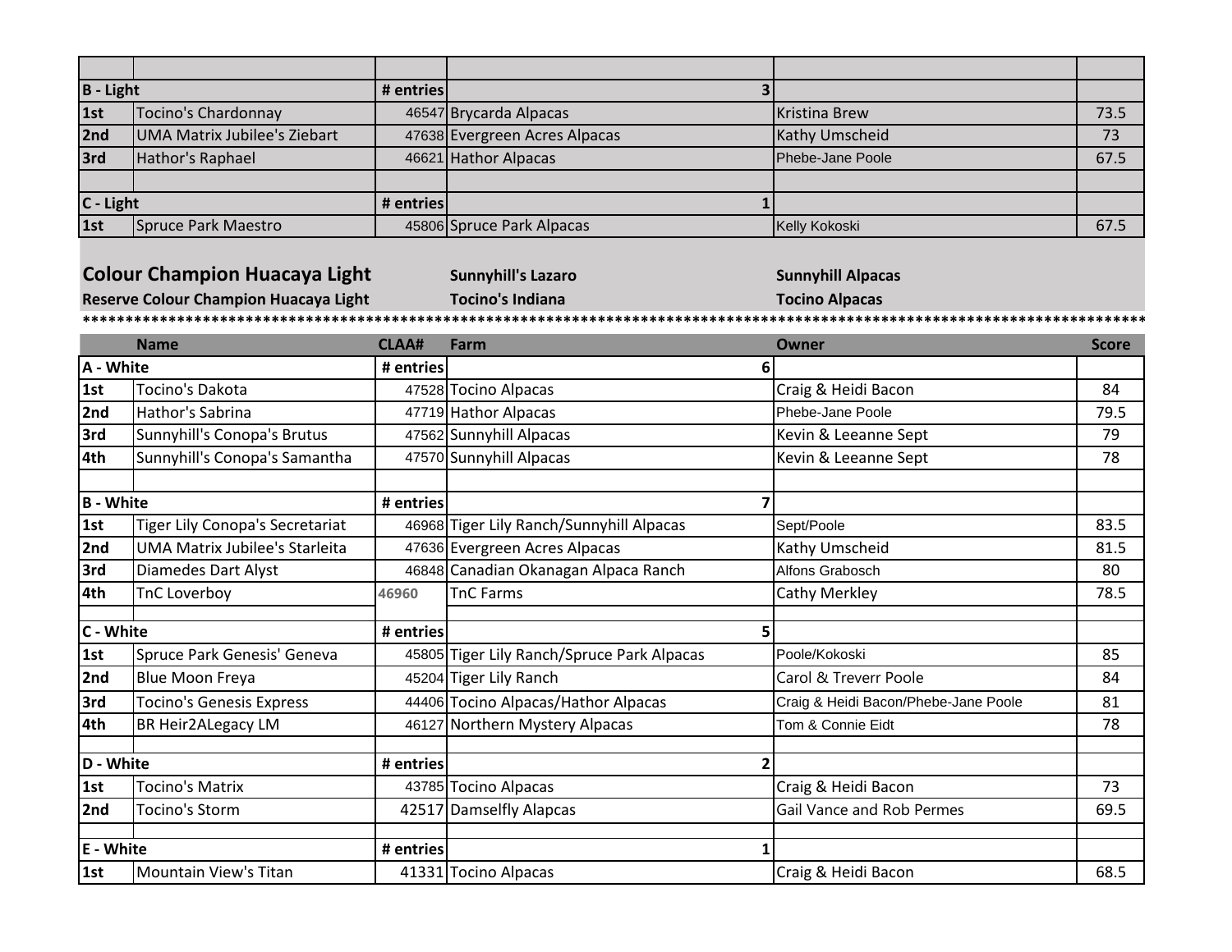| | | | | | |
|---|---|---|---|---|---|
| **B - Light** | | **# entries** | **3** | | |
| **1st** | Tocino's Chardonnay | 46547 | Brycarda Alpacas | Kristina Brew | 73.5 |
| **2nd** | UMA Matrix Jubilee's Ziebart | 47638 | Evergreen Acres Alpacas | Kathy Umscheid | 73 |
| **3rd** | Hathor's Raphael | 46621 | Hathor Alpacas | Phebe-Jane Poole | 67.5 |
| | | | | | |
| **C - Light** | | **# entries** | **1** | | |
| **1st** | Spruce Park Maestro | 45806 | Spruce Park Alpacas | Kelly Kokoski | 67.5 |

| | | |
|---|---|---|
| **Colour Champion Huacaya Light** | **Sunnyhill's Lazaro** | **Sunnyhill Alpacas** |
| **Reserve Colour Champion Huacaya Light** | **Tocino's Indiana** | **Tocino Alpacas** |

*********************************************************************************************************************

| | Name | CLAA# | Farm | Owner | Score |
|---|---|---|---|---|---|
| **A - White** | | **# entries** | **6** | | |
| **1st** | Tocino's Dakota | 47528 | Tocino Alpacas | Craig & Heidi Bacon | 84 |
| **2nd** | Hathor's Sabrina | 47719 | Hathor Alpacas | Phebe-Jane Poole | 79.5 |
| **3rd** | Sunnyhill's Conopa's Brutus | 47562 | Sunnyhill Alpacas | Kevin & Leeanne Sept | 79 |
| **4th** | Sunnyhill's Conopa's Samantha | 47570 | Sunnyhill Alpacas | Kevin & Leeanne Sept | 78 |
| | | | | | |
| **B - White** | | **# entries** | **7** | | |
| **1st** | Tiger Lily Conopa's Secretariat | 46968 | Tiger Lily Ranch/Sunnyhill Alpacas | Sept/Poole | 83.5 |
| **2nd** | UMA Matrix Jubilee's Starleita | 47636 | Evergreen Acres Alpacas | Kathy Umscheid | 81.5 |
| **3rd** | Diamedes Dart Alyst | 46848 | Canadian Okanagan Alpaca Ranch | Alfons Grabosch | 80 |
| **4th** | TnC Loverboy | 46960 | TnC Farms | Cathy Merkley | 78.5 |
| | | | | | |
| **C - White** | | **# entries** | **5** | | |
| **1st** | Spruce Park Genesis' Geneva | 45805 | Tiger Lily Ranch/Spruce Park Alpacas | Poole/Kokoski | 85 |
| **2nd** | Blue Moon Freya | 45204 | Tiger Lily Ranch | Carol & Treverr Poole | 84 |
| **3rd** | Tocino's Genesis Express | 44406 | Tocino Alpacas/Hathor Alpacas | Craig & Heidi Bacon/Phebe-Jane Poole | 81 |
| **4th** | BR Heir2ALegacy LM | 46127 | Northern Mystery Alpacas | Tom & Connie Eidt | 78 |
| | | | | | |
| **D - White** | | **# entries** | **2** | | |
| **1st** | Tocino's Matrix | 43785 | Tocino Alpacas | Craig & Heidi Bacon | 73 |
| **2nd** | Tocino's Storm | 42517 | Damselfly Alapcas | Gail Vance and Rob Permes | 69.5 |
| | | | | | |
| **E - White** | | **# entries** | **1** | | |
| **1st** | Mountain View's Titan | 41331 | Tocino Alpacas | Craig & Heidi Bacon | 68.5 |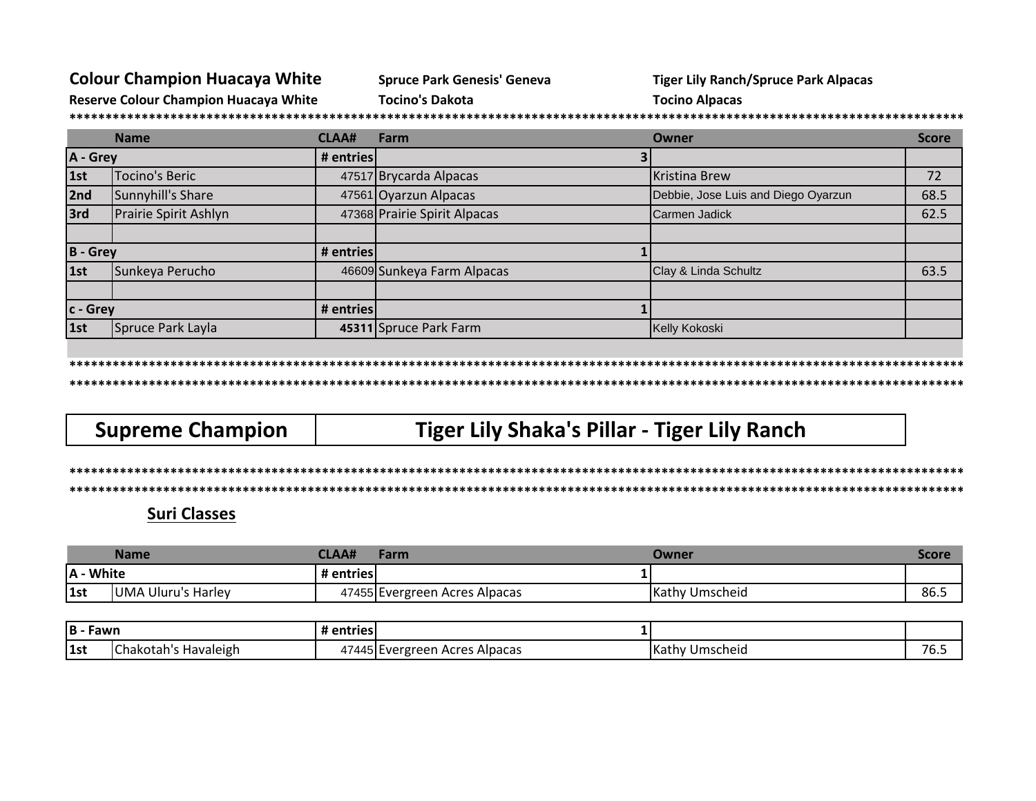| | | |
|---|---|---|
| **Colour Champion Huacaya White** | **Spruce Park Genesis' Geneva** | **Tiger Lily Ranch/Spruce Park Alpacas** |
| **Reserve Colour Champion Huacaya White** | **Tocino's Dakota** | **Tocino Alpacas** |

****************************************************************************************************************************

| | Name | CLAA# | Farm | Owner | Score |
|---|---|---|---|---|---|
| **A - Grey** | | **# entries** | **3** | | |
| **1st** | Tocino's Beric | 47517 | Brycarda Alpacas | Kristina Brew | 72 |
| **2nd** | Sunnyhill's Share | 47561 | Oyarzun Alpacas | Debbie, Jose Luis and Diego Oyarzun | 68.5 |
| **3rd** | Prairie Spirit Ashlyn | 47368 | Prairie Spirit Alpacas | Carmen Jadick | 62.5 |
| | | | | | |
| **B - Grey** | | **# entries** | **1** | | |
| **1st** | Sunkeya Perucho | 46609 | Sunkeya Farm Alpacas | Clay & Linda Schultz | 63.5 |
| | | | | | |
| **c - Grey** | | **# entries** | **1** | | |
| **1st** | Spruce Park Layla | **45311** | Spruce Park Farm | Kelly Kokoski | |

****************************************************************************************************************************

****************************************************************************************************************************

| | |
|---|---|
| **Supreme Champion** | **Tiger Lily Shaka's Pillar - Tiger Lily Ranch** |

****************************************************************************************************************************

****************************************************************************************************************************

## Suri Classes

| | Name | CLAA# | Farm | Owner | Score |
|---|---|---|---|---|---|
| **A - White** | | **# entries** | **1** | | |
| **1st** | UMA Uluru's Harley | 47455 | Evergreen Acres Alpacas | Kathy Umscheid | 86.5 |
| | | | | | |
| **B - Fawn** | | **# entries** | **1** | | |
| **1st** | Chakotah's Havaleigh | 47445 | Evergreen Acres Alpacas | Kathy Umscheid | 76.5 |